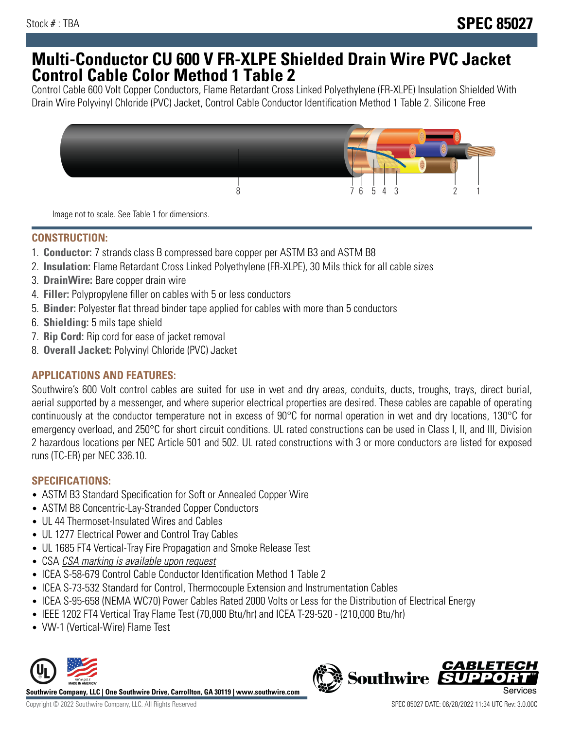Stock # : TBA

# SPEC 85027

# Multi-Conductor CU 600 V FR-XLPE Shielded Drain Wire PVC Jacket Control Cable Color Method 1 Table 2

Control Cable 600 Volt Copper Conductors, Flame Retardant Cross Linked Polyethylene (FR-XLPE) Insulation Shielded With Drain Wire Polyvinyl Chloride (PVC) Jacket, Control Cable Conductor Identification Method 1 Table 2. Silicone Free

Image not to scale. See Table 1 for dimensions.

## CONSTRUCTION:

1. **Conductor:** 7 strands class B compressed bare copper per ASTM B3 and ASTM B8
2. **Insulation:** Flame Retardant Cross Linked Polyethylene (FR-XLPE), 30 Mils thick for all cable sizes
3. **DrainWire:** Bare copper drain wire
4. **Filler:** Polypropylene filler on cables with 5 or less conductors
5. **Binder:** Polyester flat thread binder tape applied for cables with more than 5 conductors
6. **Shielding:** 5 mils tape shield
7. **Rip Cord:** Rip cord for ease of jacket removal
8. **Overall Jacket:** Polyvinyl Chloride (PVC) Jacket

## APPLICATIONS AND FEATURES:

Southwire's 600 Volt control cables are suited for use in wet and dry areas, conduits, ducts, troughs, trays, direct burial, aerial supported by a messenger, and where superior electrical properties are desired. These cables are capable of operating continuously at the conductor temperature not in excess of 90°C for normal operation in wet and dry locations, 130°C for emergency overload, and 250°C for short circuit conditions. UL rated constructions can be used in Class I, II, and III, Division 2 hazardous locations per NEC Article 501 and 502. UL rated constructions with 3 or more conductors are listed for exposed runs (TC-ER) per NEC 336.10.

## SPECIFICATIONS:

- ASTM B3 Standard Specification for Soft or Annealed Copper Wire
- ASTM B8 Concentric-Lay-Stranded Copper Conductors
- UL 44 Thermoset-Insulated Wires and Cables
- UL 1277 Electrical Power and Control Tray Cables
- UL 1685 FT4 Vertical-Tray Fire Propagation and Smoke Release Test
- CSA *CSA marking is available upon request*
- ICEA S-58-679 Control Cable Conductor Identification Method 1 Table 2
- ICEA S-73-532 Standard for Control, Thermocouple Extension and Instrumentation Cables
- ICEA S-95-658 (NEMA WC70) Power Cables Rated 2000 Volts or Less for the Distribution of Electrical Energy
- IEEE 1202 FT4 Vertical Tray Flame Test (70,000 Btu/hr) and ICEA T-29-520 - (210,000 Btu/hr)
- VW-1 (Vertical-Wire) Flame Test

**Southwire Company, LLC | One Southwire Drive, Carrollton, GA 30119 | www.southwire.com**

Copyright © 2022 Southwire Company, LLC. All Rights Reserved

SPEC 85027 DATE: 06/28/2022 11:34 UTC Rev: 3.0.00C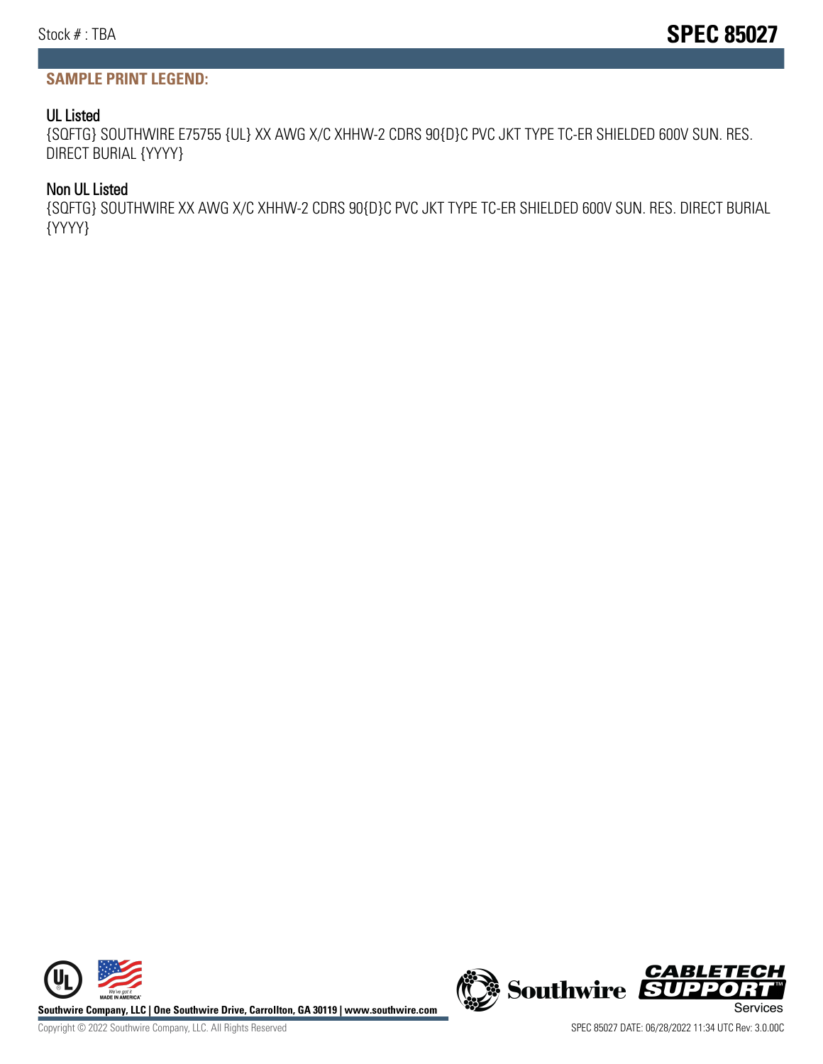## SAMPLE PRINT LEGEND:

### UL Listed

{SQFTG} SOUTHWIRE E75755 {UL} XX AWG X/C XHHW-2 CDRS 90{D}C PVC JKT TYPE TC-ER SHIELDED 600V SUN. RES. DIRECT BURIAL {YYYY}

### Non UL Listed

{SQFTG} SOUTHWIRE XX AWG X/C XHHW-2 CDRS 90{D}C PVC JKT TYPE TC-ER SHIELDED 600V SUN. RES. DIRECT BURIAL {YYYY}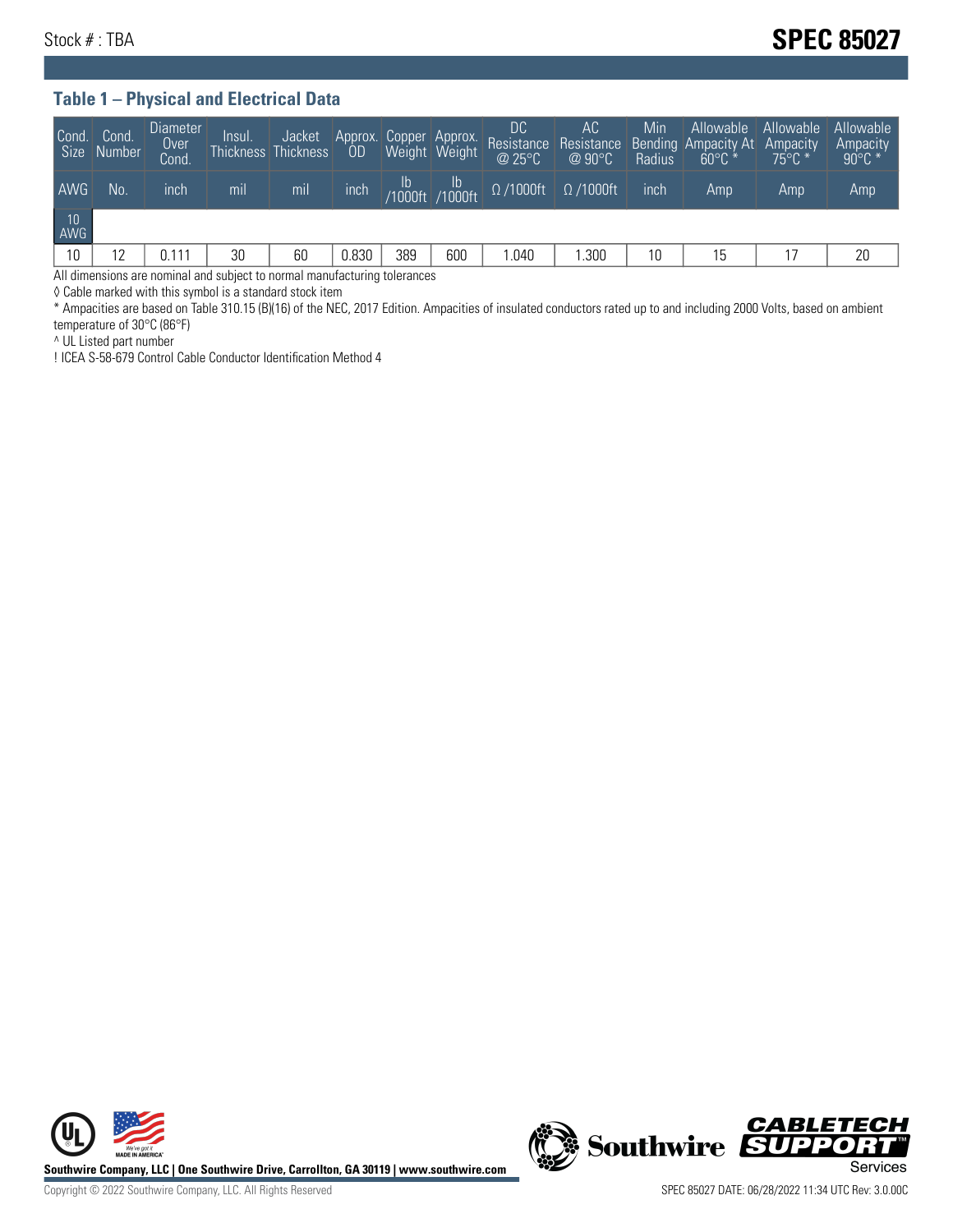### Table 1 – Physical and Electrical Data

| Cond. Size | Cond. Number | Diameter Over Cond. | Insul. Thickness | Jacket Thickness | Approx. OD | Copper Weight | Approx. Weight | DC Resistance @ 25°C | AC Resistance @ 90°C | Min Bending Radius | Allowable Ampacity At 60°C * | Allowable Ampacity 75°C * | Allowable Ampacity 90°C * |
|---|---|---|---|---|---|---|---|---|---|---|---|---|---|
| AWG | No. | inch | mil | mil | inch | lb /1000ft | lb /1000ft | Ω /1000ft | Ω /1000ft | inch | Amp | Amp | Amp |
| 10 AWG | | | | | | | | | | | | | |
| 10 | 12 | 0.111 | 30 | 60 | 0.830 | 389 | 600 | 1.040 | 1.300 | 10 | 15 | 17 | 20 |

All dimensions are nominal and subject to normal manufacturing tolerances

◊ Cable marked with this symbol is a standard stock item

* Ampacities are based on Table 310.15 (B)(16) of the NEC, 2017 Edition. Ampacities of insulated conductors rated up to and including 2000 Volts, based on ambient temperature of 30°C (86°F)

^ UL Listed part number

! ICEA S-58-679 Control Cable Conductor Identification Method 4

Southwire Company, LLC | One Southwire Drive, Carrollton, GA 30119 | www.southwire.com

Copyright © 2022 Southwire Company, LLC. All Rights Reserved